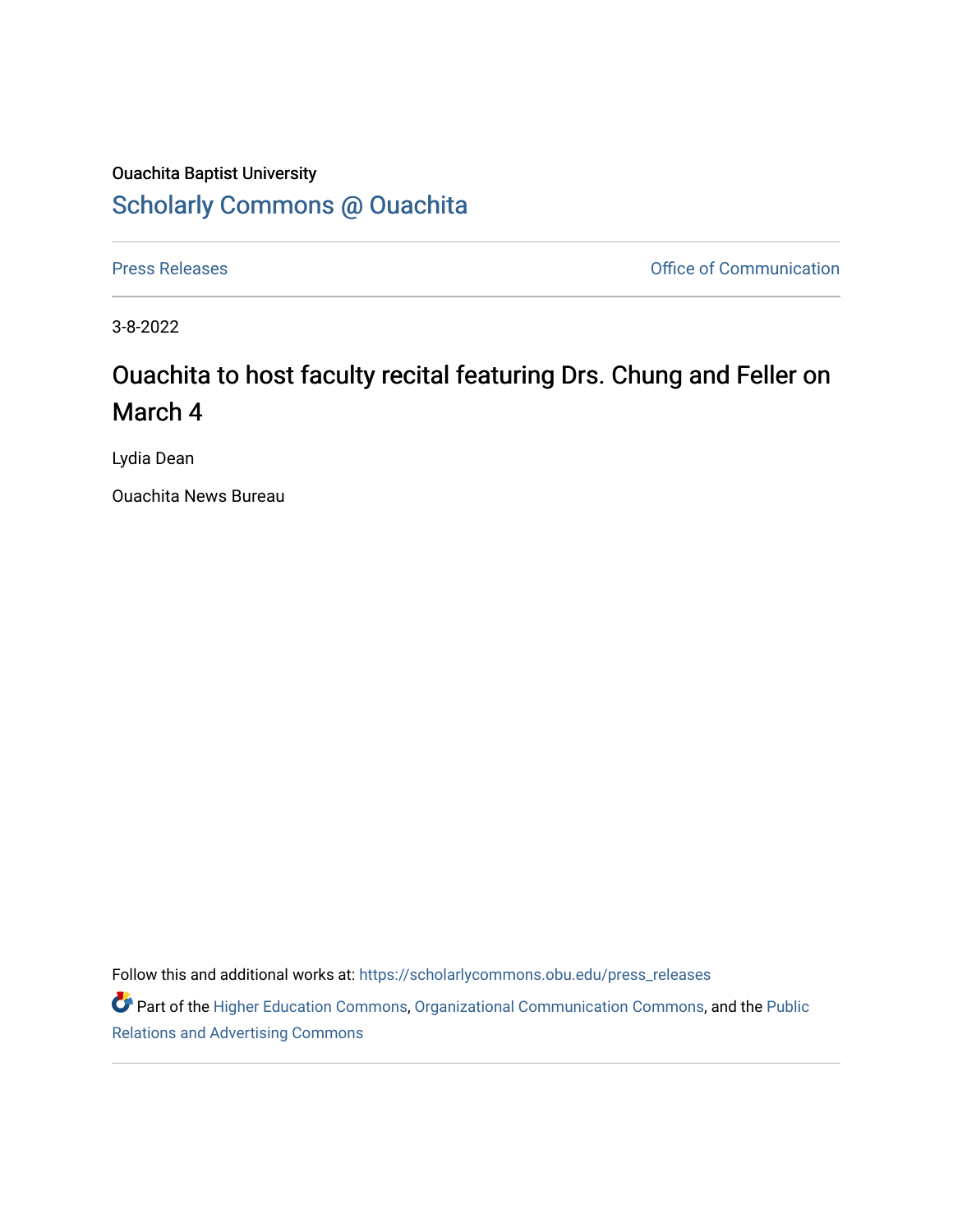Ouachita Baptist University

## Scholarly Commons @ Ouachita

Press Releases

Office of Communication

3-8-2022

# Ouachita to host faculty recital featuring Drs. Chung and Feller on March 4

Lydia Dean

Ouachita News Bureau

Follow this and additional works at: https://scholarlycommons.obu.edu/press_releases

Part of the Higher Education Commons, Organizational Communication Commons, and the Public Relations and Advertising Commons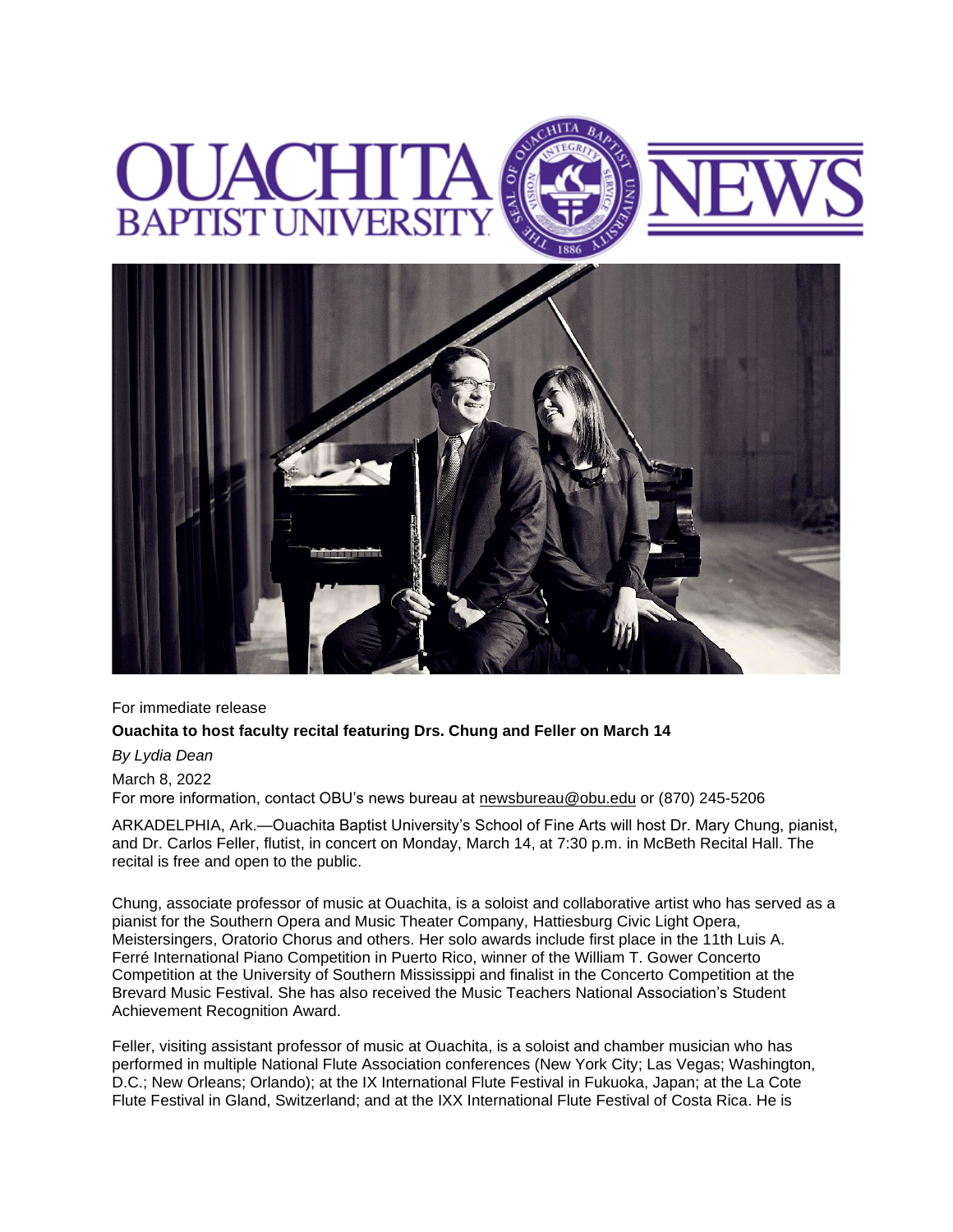For immediate release

**Ouachita to host faculty recital featuring Drs. Chung and Feller on March 14**

*By Lydia Dean*

March 8, 2022

For more information, contact OBU's news bureau at newsbureau@obu.edu or (870) 245-5206

ARKADELPHIA, Ark.—Ouachita Baptist University's School of Fine Arts will host Dr. Mary Chung, pianist, and Dr. Carlos Feller, flutist, in concert on Monday, March 14, at 7:30 p.m. in McBeth Recital Hall. The recital is free and open to the public.

Chung, associate professor of music at Ouachita, is a soloist and collaborative artist who has served as a pianist for the Southern Opera and Music Theater Company, Hattiesburg Civic Light Opera, Meistersingers, Oratorio Chorus and others. Her solo awards include first place in the 11th Luis A. Ferré International Piano Competition in Puerto Rico, winner of the William T. Gower Concerto Competition at the University of Southern Mississippi and finalist in the Concerto Competition at the Brevard Music Festival. She has also received the Music Teachers National Association's Student Achievement Recognition Award.

Feller, visiting assistant professor of music at Ouachita, is a soloist and chamber musician who has performed in multiple National Flute Association conferences (New York City; Las Vegas; Washington, D.C.; New Orleans; Orlando); at the IX International Flute Festival in Fukuoka, Japan; at the La Cote Flute Festival in Gland, Switzerland; and at the IXX International Flute Festival of Costa Rica. He is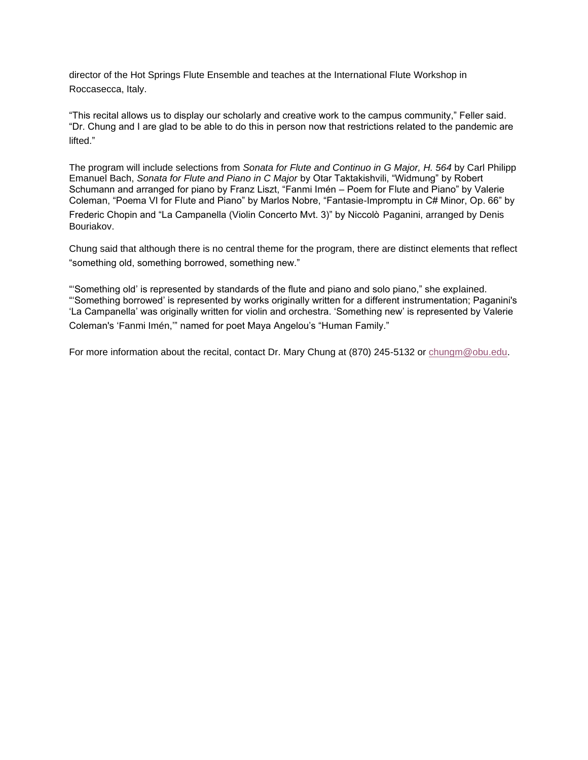director of the Hot Springs Flute Ensemble and teaches at the International Flute Workshop in Roccasecca, Italy.

“This recital allows us to display our scholarly and creative work to the campus community,” Feller said. “Dr. Chung and I are glad to be able to do this in person now that restrictions related to the pandemic are lifted.”

The program will include selections from *Sonata for Flute and Continuo in G Major, H. 564* by Carl Philipp Emanuel Bach, *Sonata for Flute and Piano in C Major* by Otar Taktakishvili, “Widmung” by Robert Schumann and arranged for piano by Franz Liszt, “Fanmi Imén – Poem for Flute and Piano” by Valerie Coleman, “Poema VI for Flute and Piano” by Marlos Nobre, “Fantasie-Impromptu in C# Minor, Op. 66” by Frederic Chopin and “La Campanella (Violin Concerto Mvt. 3)” by Niccolò Paganini, arranged by Denis Bouriakov.

Chung said that although there is no central theme for the program, there are distinct elements that reflect “something old, something borrowed, something new.”

“‘Something old’ is represented by standards of the flute and piano and solo piano,” she explained. “‘Something borrowed’ is represented by works originally written for a different instrumentation; Paganini's ‘La Campanella’ was originally written for violin and orchestra. ‘Something new’ is represented by Valerie Coleman's ‘Fanmi Imén,’” named for poet Maya Angelou’s “Human Family.”

For more information about the recital, contact Dr. Mary Chung at (870) 245-5132 or chungm@obu.edu.